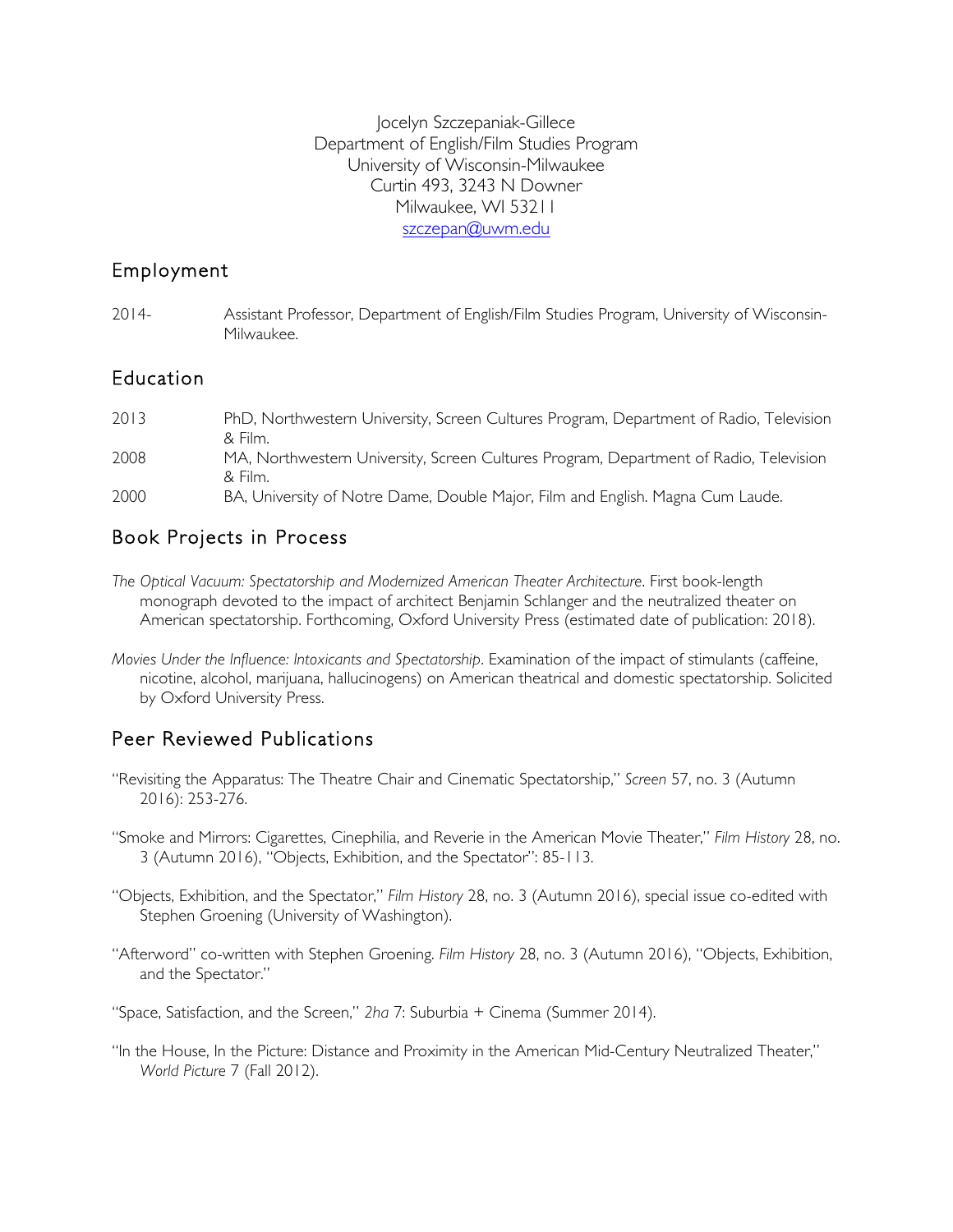Jocelyn Szczepaniak-Gillece
Department of English/Film Studies Program
University of Wisconsin-Milwaukee
Curtin 493, 3243 N Downer
Milwaukee, WI 53211
szczepan@uwm.edu

## Employment

2014- Assistant Professor, Department of English/Film Studies Program, University of Wisconsin-Milwaukee.

## Education

2013 PhD, Northwestern University, Screen Cultures Program, Department of Radio, Television & Film.

2008 MA, Northwestern University, Screen Cultures Program, Department of Radio, Television & Film.

2000 BA, University of Notre Dame, Double Major, Film and English. Magna Cum Laude.

## Book Projects in Process

*The Optical Vacuum: Spectatorship and Modernized American Theater Architecture*. First book-length monograph devoted to the impact of architect Benjamin Schlanger and the neutralized theater on American spectatorship. Forthcoming, Oxford University Press (estimated date of publication: 2018).

*Movies Under the Influence: Intoxicants and Spectatorship*. Examination of the impact of stimulants (caffeine, nicotine, alcohol, marijuana, hallucinogens) on American theatrical and domestic spectatorship. Solicited by Oxford University Press.

## Peer Reviewed Publications

"Revisiting the Apparatus: The Theatre Chair and Cinematic Spectatorship," *Screen* 57, no. 3 (Autumn 2016): 253-276.

"Smoke and Mirrors: Cigarettes, Cinephilia, and Reverie in the American Movie Theater," *Film History* 28, no. 3 (Autumn 2016), "Objects, Exhibition, and the Spectator": 85-113.

"Objects, Exhibition, and the Spectator," *Film History* 28, no. 3 (Autumn 2016), special issue co-edited with Stephen Groening (University of Washington).

"Afterword" co-written with Stephen Groening. *Film History* 28, no. 3 (Autumn 2016), "Objects, Exhibition, and the Spectator."

"Space, Satisfaction, and the Screen," *2ha* 7: Suburbia + Cinema (Summer 2014).

"In the House, In the Picture: Distance and Proximity in the American Mid-Century Neutralized Theater," *World Picture* 7 (Fall 2012).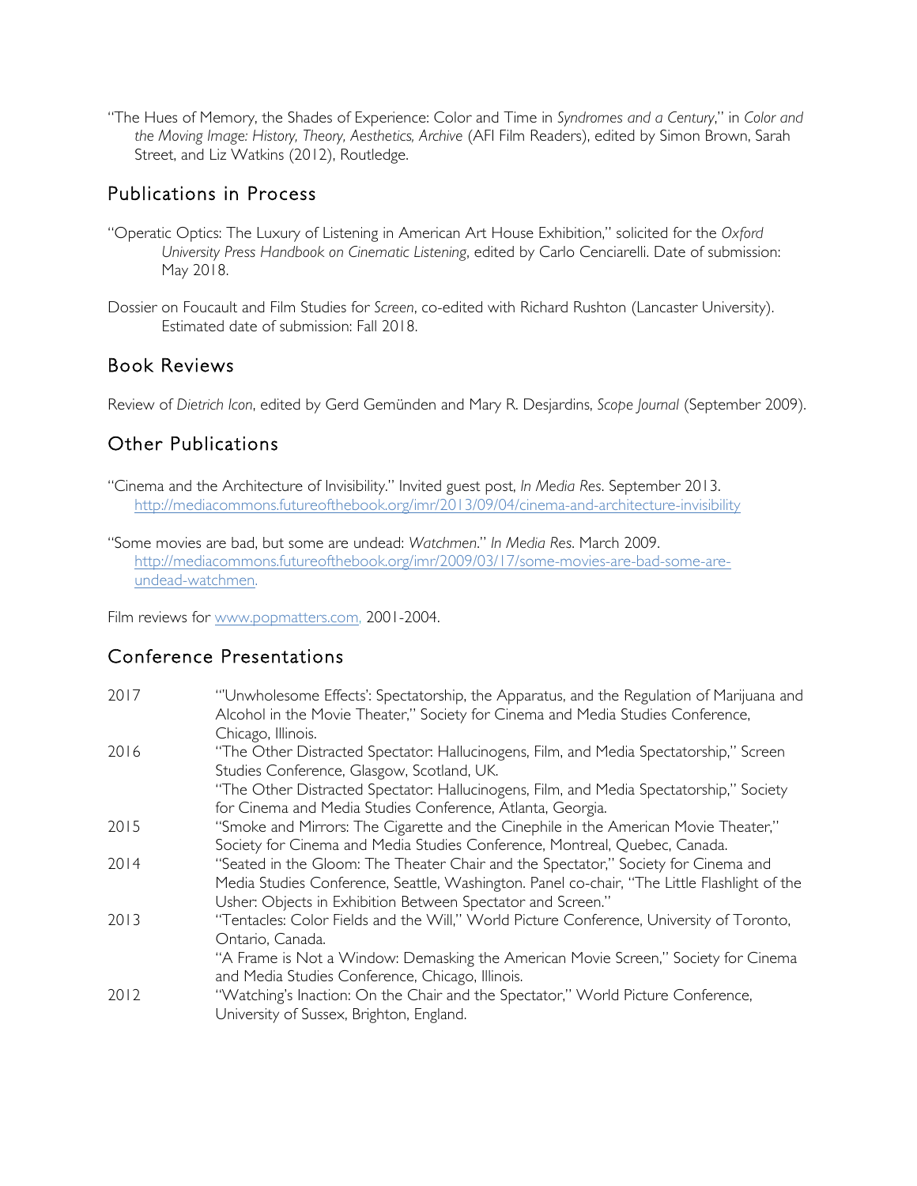"The Hues of Memory, the Shades of Experience: Color and Time in *Syndromes and a Century*," in *Color and the Moving Image: History, Theory, Aesthetics, Archive* (AFI Film Readers), edited by Simon Brown, Sarah Street, and Liz Watkins (2012), Routledge.

## Publications in Process

"Operatic Optics: The Luxury of Listening in American Art House Exhibition," solicited for the *Oxford University Press Handbook on Cinematic Listening*, edited by Carlo Cenciarelli. Date of submission: May 2018.

Dossier on Foucault and Film Studies for *Screen*, co-edited with Richard Rushton (Lancaster University). Estimated date of submission: Fall 2018.

## Book Reviews

Review of *Dietrich Icon*, edited by Gerd Gemünden and Mary R. Desjardins, *Scope Journal* (September 2009).

## Other Publications

"Cinema and the Architecture of Invisibility." Invited guest post, *In Media Res*. September 2013. http://mediacommons.futureofthebook.org/imr/2013/09/04/cinema-and-architecture-invisibility

"Some movies are bad, but some are undead: *Watchmen*." *In Media Res*. March 2009. http://mediacommons.futureofthebook.org/imr/2009/03/17/some-movies-are-bad-some-are-undead-watchmen.

Film reviews for www.popmatters.com, 2001-2004.

## Conference Presentations

| | |
|---|---|
| 2017 | "'Unwholesome Effects': Spectatorship, the Apparatus, and the Regulation of Marijuana and Alcohol in the Movie Theater," Society for Cinema and Media Studies Conference, Chicago, Illinois. |
| 2016 | "The Other Distracted Spectator: Hallucinogens, Film, and Media Spectatorship," Screen Studies Conference, Glasgow, Scotland, UK. |
| | "The Other Distracted Spectator: Hallucinogens, Film, and Media Spectatorship," Society for Cinema and Media Studies Conference, Atlanta, Georgia. |
| 2015 | "Smoke and Mirrors: The Cigarette and the Cinephile in the American Movie Theater," Society for Cinema and Media Studies Conference, Montreal, Quebec, Canada. |
| 2014 | "Seated in the Gloom: The Theater Chair and the Spectator," Society for Cinema and Media Studies Conference, Seattle, Washington. Panel co-chair, "The Little Flashlight of the Usher: Objects in Exhibition Between Spectator and Screen." |
| 2013 | "Tentacles: Color Fields and the Will," World Picture Conference, University of Toronto, Ontario, Canada. |
| | "A Frame is Not a Window: Demasking the American Movie Screen," Society for Cinema and Media Studies Conference, Chicago, Illinois. |
| 2012 | "Watching's Inaction: On the Chair and the Spectator," World Picture Conference, University of Sussex, Brighton, England. |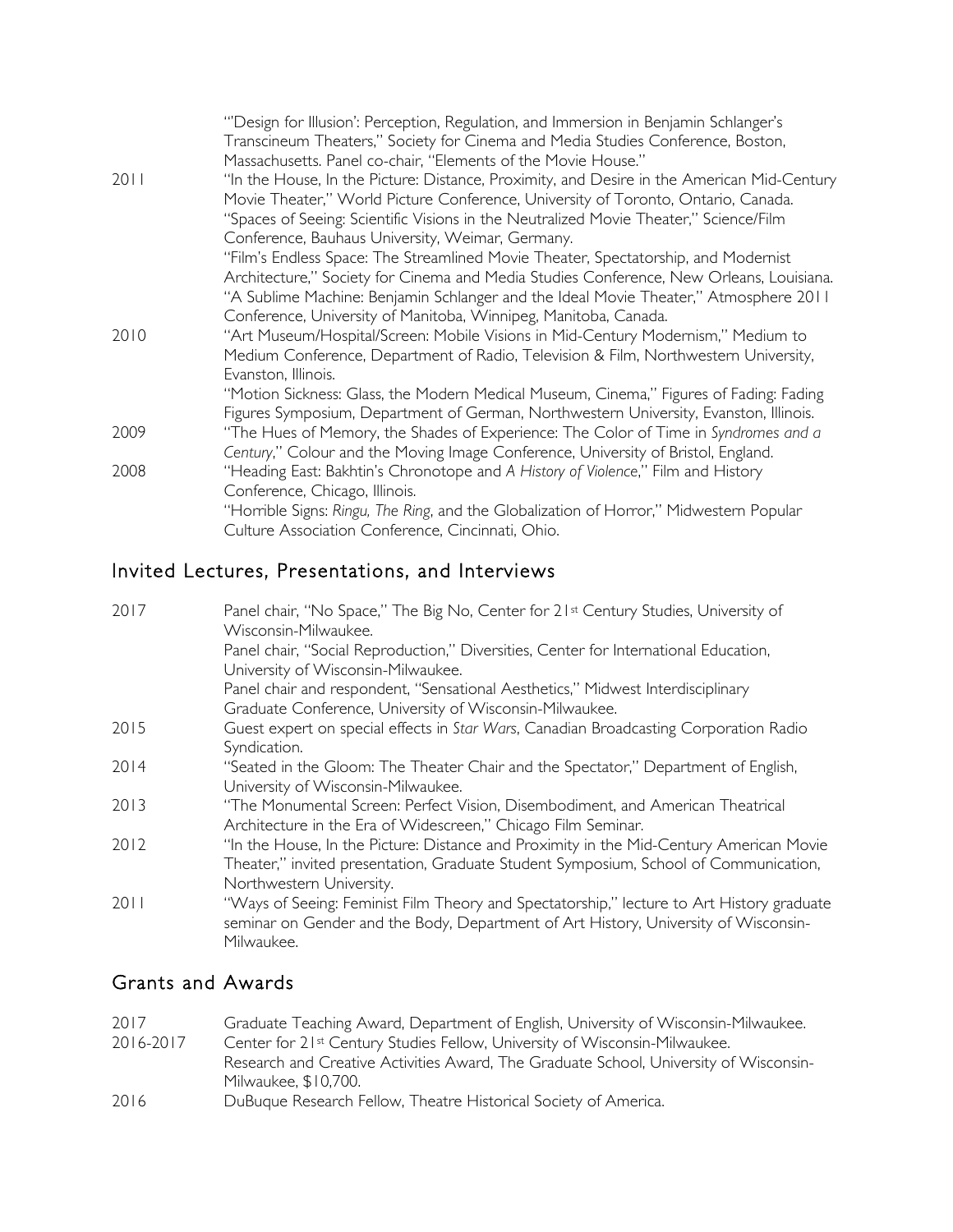"'Design for Illusion': Perception, Regulation, and Immersion in Benjamin Schlanger's Transcineum Theaters," Society for Cinema and Media Studies Conference, Boston, Massachusetts. Panel co-chair, "Elements of the Movie House."

2011 "In the House, In the Picture: Distance, Proximity, and Desire in the American Mid-Century Movie Theater," World Picture Conference, University of Toronto, Ontario, Canada.

"Spaces of Seeing: Scientific Visions in the Neutralized Movie Theater," Science/Film Conference, Bauhaus University, Weimar, Germany.

"Film's Endless Space: The Streamlined Movie Theater, Spectatorship, and Modernist Architecture," Society for Cinema and Media Studies Conference, New Orleans, Louisiana.

"A Sublime Machine: Benjamin Schlanger and the Ideal Movie Theater," Atmosphere 2011 Conference, University of Manitoba, Winnipeg, Manitoba, Canada.

2010 "Art Museum/Hospital/Screen: Mobile Visions in Mid-Century Modernism," Medium to Medium Conference, Department of Radio, Television & Film, Northwestern University, Evanston, Illinois.

"Motion Sickness: Glass, the Modern Medical Museum, Cinema," Figures of Fading: Fading Figures Symposium, Department of German, Northwestern University, Evanston, Illinois.

2009 "The Hues of Memory, the Shades of Experience: The Color of Time in *Syndromes and a Century*," Colour and the Moving Image Conference, University of Bristol, England.

2008 "Heading East: Bakhtin's Chronotope and *A History of Violence*," Film and History Conference, Chicago, Illinois.

"Horrible Signs: *Ringu, The Ring*, and the Globalization of Horror," Midwestern Popular Culture Association Conference, Cincinnati, Ohio.

## Invited Lectures, Presentations, and Interviews

2017 Panel chair, "No Space," The Big No, Center for 21st Century Studies, University of Wisconsin-Milwaukee.

Panel chair, "Social Reproduction," Diversities, Center for International Education, University of Wisconsin-Milwaukee.

Panel chair and respondent, "Sensational Aesthetics," Midwest Interdisciplinary Graduate Conference, University of Wisconsin-Milwaukee.

2015 Guest expert on special effects in *Star Wars*, Canadian Broadcasting Corporation Radio Syndication.

2014 "Seated in the Gloom: The Theater Chair and the Spectator," Department of English, University of Wisconsin-Milwaukee.

2013 "The Monumental Screen: Perfect Vision, Disembodiment, and American Theatrical Architecture in the Era of Widescreen," Chicago Film Seminar.

2012 "In the House, In the Picture: Distance and Proximity in the Mid-Century American Movie Theater," invited presentation, Graduate Student Symposium, School of Communication, Northwestern University.

2011 "Ways of Seeing: Feminist Film Theory and Spectatorship," lecture to Art History graduate seminar on Gender and the Body, Department of Art History, University of Wisconsin-Milwaukee.

## Grants and Awards

2017 Graduate Teaching Award, Department of English, University of Wisconsin-Milwaukee.

2016-2017 Center for 21st Century Studies Fellow, University of Wisconsin-Milwaukee.

Research and Creative Activities Award, The Graduate School, University of Wisconsin-Milwaukee, $10,700.

2016 DuBuque Research Fellow, Theatre Historical Society of America.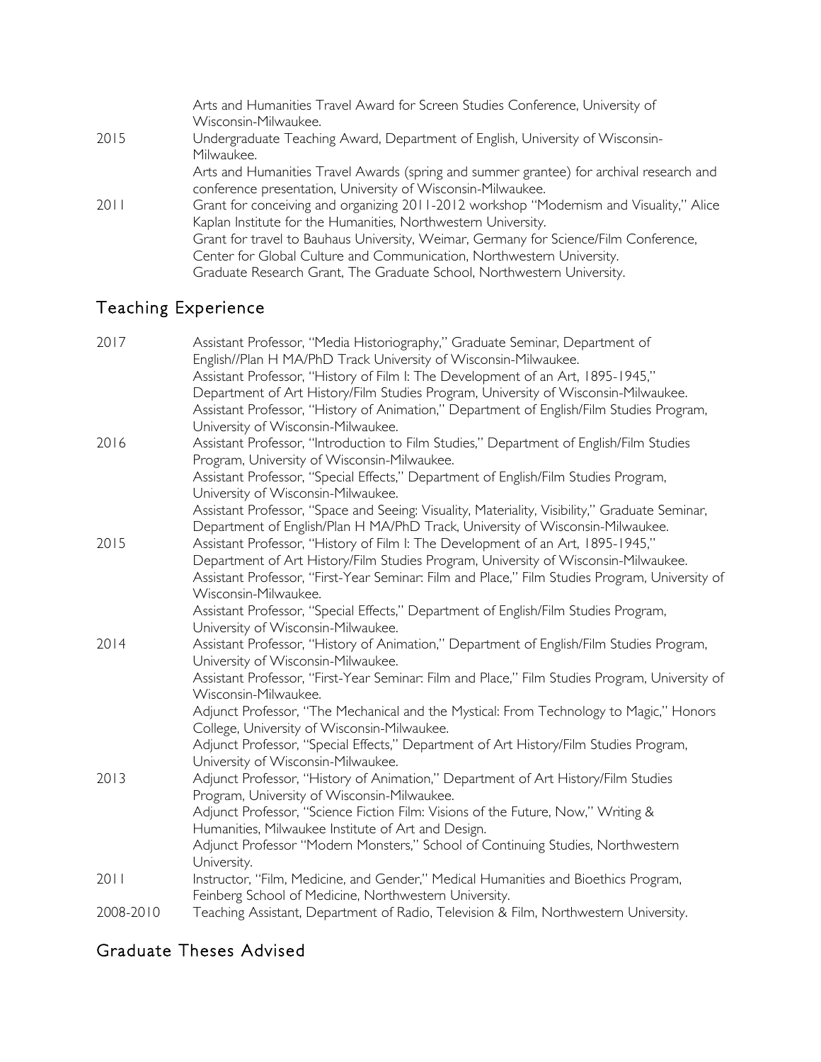Arts and Humanities Travel Award for Screen Studies Conference, University of Wisconsin-Milwaukee.

2015 Undergraduate Teaching Award, Department of English, University of Wisconsin-Milwaukee.
Arts and Humanities Travel Awards (spring and summer grantee) for archival research and conference presentation, University of Wisconsin-Milwaukee.

2011 Grant for conceiving and organizing 2011-2012 workshop "Modernism and Visuality," Alice Kaplan Institute for the Humanities, Northwestern University.
Grant for travel to Bauhaus University, Weimar, Germany for Science/Film Conference, Center for Global Culture and Communication, Northwestern University.
Graduate Research Grant, The Graduate School, Northwestern University.

## Teaching Experience

2017 Assistant Professor, "Media Historiography," Graduate Seminar, Department of English//Plan H MA/PhD Track University of Wisconsin-Milwaukee.
Assistant Professor, "History of Film I: The Development of an Art, 1895-1945," Department of Art History/Film Studies Program, University of Wisconsin-Milwaukee.
Assistant Professor, "History of Animation," Department of English/Film Studies Program, University of Wisconsin-Milwaukee.

2016 Assistant Professor, "Introduction to Film Studies," Department of English/Film Studies Program, University of Wisconsin-Milwaukee.
Assistant Professor, "Special Effects," Department of English/Film Studies Program, University of Wisconsin-Milwaukee.
Assistant Professor, "Space and Seeing: Visuality, Materiality, Visibility," Graduate Seminar, Department of English/Plan H MA/PhD Track, University of Wisconsin-Milwaukee.

2015 Assistant Professor, "History of Film I: The Development of an Art, 1895-1945," Department of Art History/Film Studies Program, University of Wisconsin-Milwaukee.
Assistant Professor, "First-Year Seminar: Film and Place," Film Studies Program, University of Wisconsin-Milwaukee.
Assistant Professor, "Special Effects," Department of English/Film Studies Program, University of Wisconsin-Milwaukee.

2014 Assistant Professor, "History of Animation," Department of English/Film Studies Program, University of Wisconsin-Milwaukee.
Assistant Professor, "First-Year Seminar: Film and Place," Film Studies Program, University of Wisconsin-Milwaukee.
Adjunct Professor, "The Mechanical and the Mystical: From Technology to Magic," Honors College, University of Wisconsin-Milwaukee.
Adjunct Professor, "Special Effects," Department of Art History/Film Studies Program, University of Wisconsin-Milwaukee.

2013 Adjunct Professor, "History of Animation," Department of Art History/Film Studies Program, University of Wisconsin-Milwaukee.
Adjunct Professor, "Science Fiction Film: Visions of the Future, Now," Writing & Humanities, Milwaukee Institute of Art and Design.
Adjunct Professor "Modern Monsters," School of Continuing Studies, Northwestern University.

2011 Instructor, "Film, Medicine, and Gender," Medical Humanities and Bioethics Program, Feinberg School of Medicine, Northwestern University.

2008-2010 Teaching Assistant, Department of Radio, Television & Film, Northwestern University.

## Graduate Theses Advised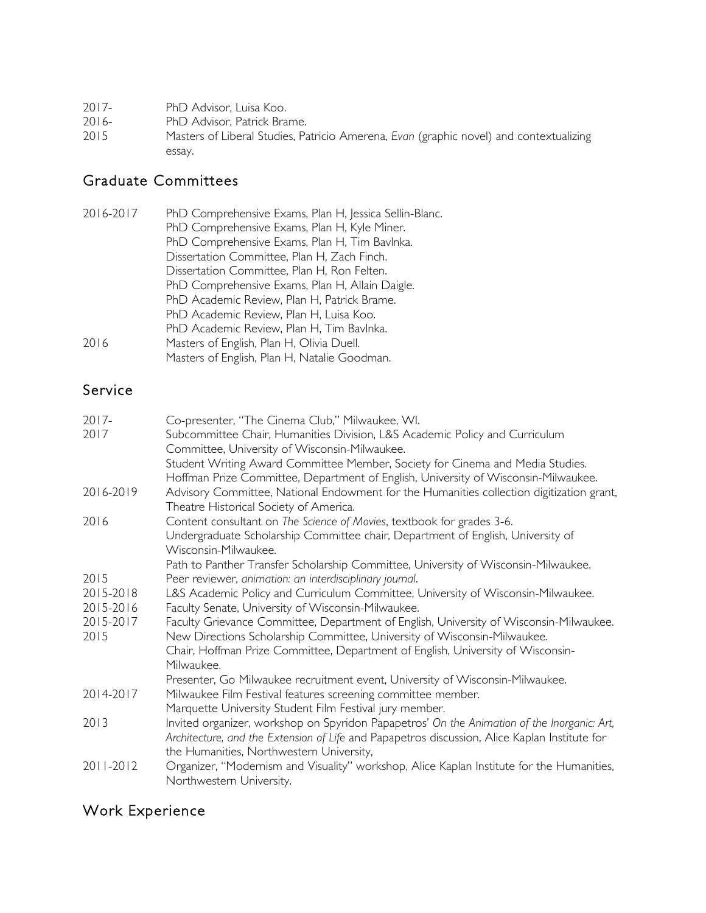2017- PhD Advisor, Luisa Koo.
2016- PhD Advisor, Patrick Brame.
2015 Masters of Liberal Studies, Patricio Amerena, *Evan* (graphic novel) and contextualizing essay.

## Graduate Committees

2016-2017 PhD Comprehensive Exams, Plan H, Jessica Sellin-Blanc.
PhD Comprehensive Exams, Plan H, Kyle Miner.
PhD Comprehensive Exams, Plan H, Tim Bavlnka.
Dissertation Committee, Plan H, Zach Finch.
Dissertation Committee, Plan H, Ron Felten.
PhD Comprehensive Exams, Plan H, Allain Daigle.
PhD Academic Review, Plan H, Patrick Brame.
PhD Academic Review, Plan H, Luisa Koo.
PhD Academic Review, Plan H, Tim Bavlnka.
2016 Masters of English, Plan H, Olivia Duell.
Masters of English, Plan H, Natalie Goodman.

## Service

2017- Co-presenter, "The Cinema Club," Milwaukee, WI.
2017 Subcommittee Chair, Humanities Division, L&S Academic Policy and Curriculum Committee, University of Wisconsin-Milwaukee.
Student Writing Award Committee Member, Society for Cinema and Media Studies.
Hoffman Prize Committee, Department of English, University of Wisconsin-Milwaukee.
2016-2019 Advisory Committee, National Endowment for the Humanities collection digitization grant, Theatre Historical Society of America.
2016 Content consultant on *The Science of Movies*, textbook for grades 3-6.
Undergraduate Scholarship Committee chair, Department of English, University of Wisconsin-Milwaukee.
Path to Panther Transfer Scholarship Committee, University of Wisconsin-Milwaukee.
2015 Peer reviewer, *animation: an interdisciplinary journal*.
2015-2018 L&S Academic Policy and Curriculum Committee, University of Wisconsin-Milwaukee.
2015-2016 Faculty Senate, University of Wisconsin-Milwaukee.
2015-2017 Faculty Grievance Committee, Department of English, University of Wisconsin-Milwaukee.
2015 New Directions Scholarship Committee, University of Wisconsin-Milwaukee.
Chair, Hoffman Prize Committee, Department of English, University of Wisconsin-Milwaukee.
Presenter, Go Milwaukee recruitment event, University of Wisconsin-Milwaukee.
2014-2017 Milwaukee Film Festival features screening committee member.
Marquette University Student Film Festival jury member.
2013 Invited organizer, workshop on Spyridon Papapetros' *On the Animation of the Inorganic: Art, Architecture, and the Extension of Life* and Papapetros discussion, Alice Kaplan Institute for the Humanities, Northwestern University,
2011-2012 Organizer, "Modernism and Visuality" workshop, Alice Kaplan Institute for the Humanities, Northwestern University.

## Work Experience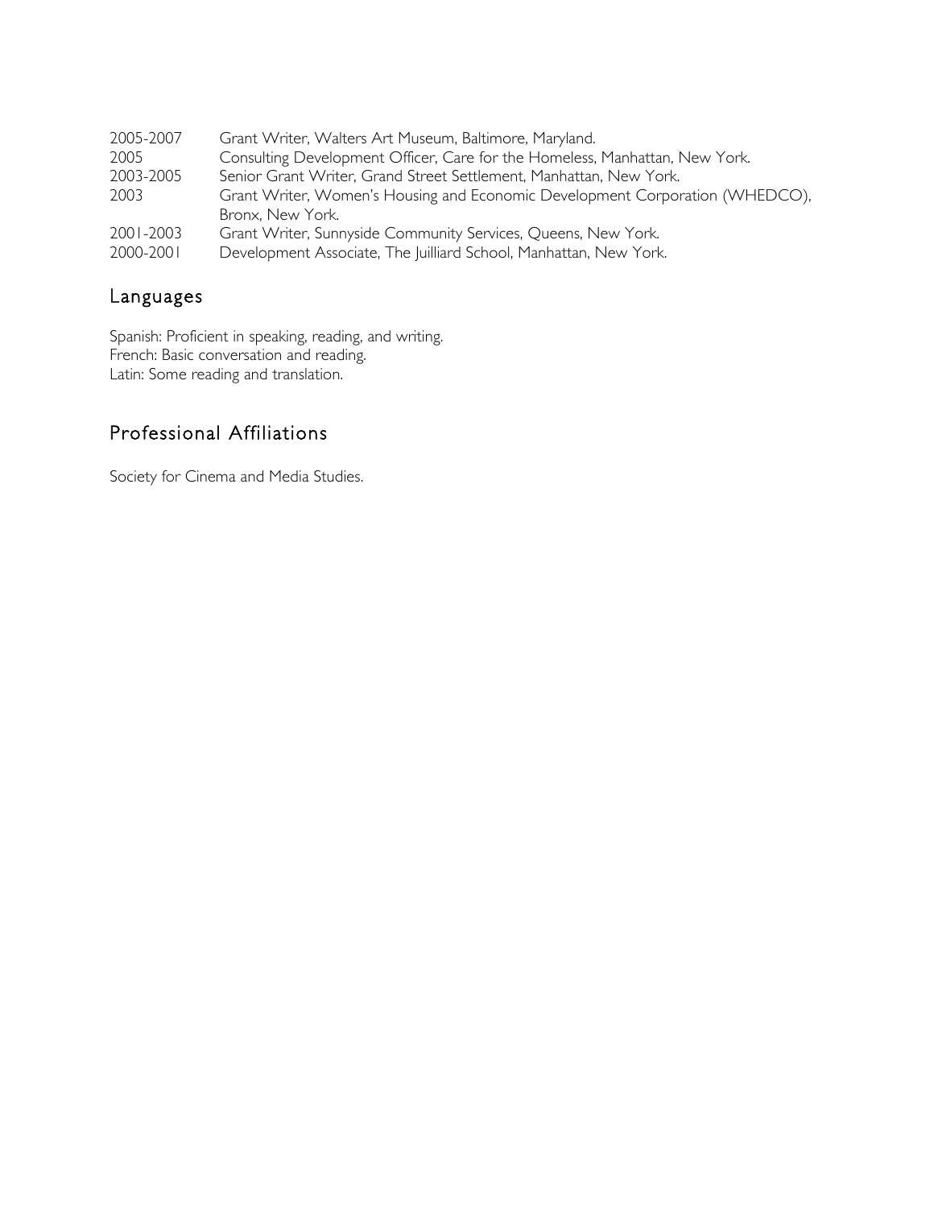2005-2007 Grant Writer, Walters Art Museum, Baltimore, Maryland.
2005 Consulting Development Officer, Care for the Homeless, Manhattan, New York.
2003-2005 Senior Grant Writer, Grand Street Settlement, Manhattan, New York.
2003 Grant Writer, Women's Housing and Economic Development Corporation (WHEDCO), Bronx, New York.
2001-2003 Grant Writer, Sunnyside Community Services, Queens, New York.
2000-2001 Development Associate, The Juilliard School, Manhattan, New York.

## Languages

Spanish: Proficient in speaking, reading, and writing.
French: Basic conversation and reading.
Latin: Some reading and translation.

## Professional Affiliations

Society for Cinema and Media Studies.